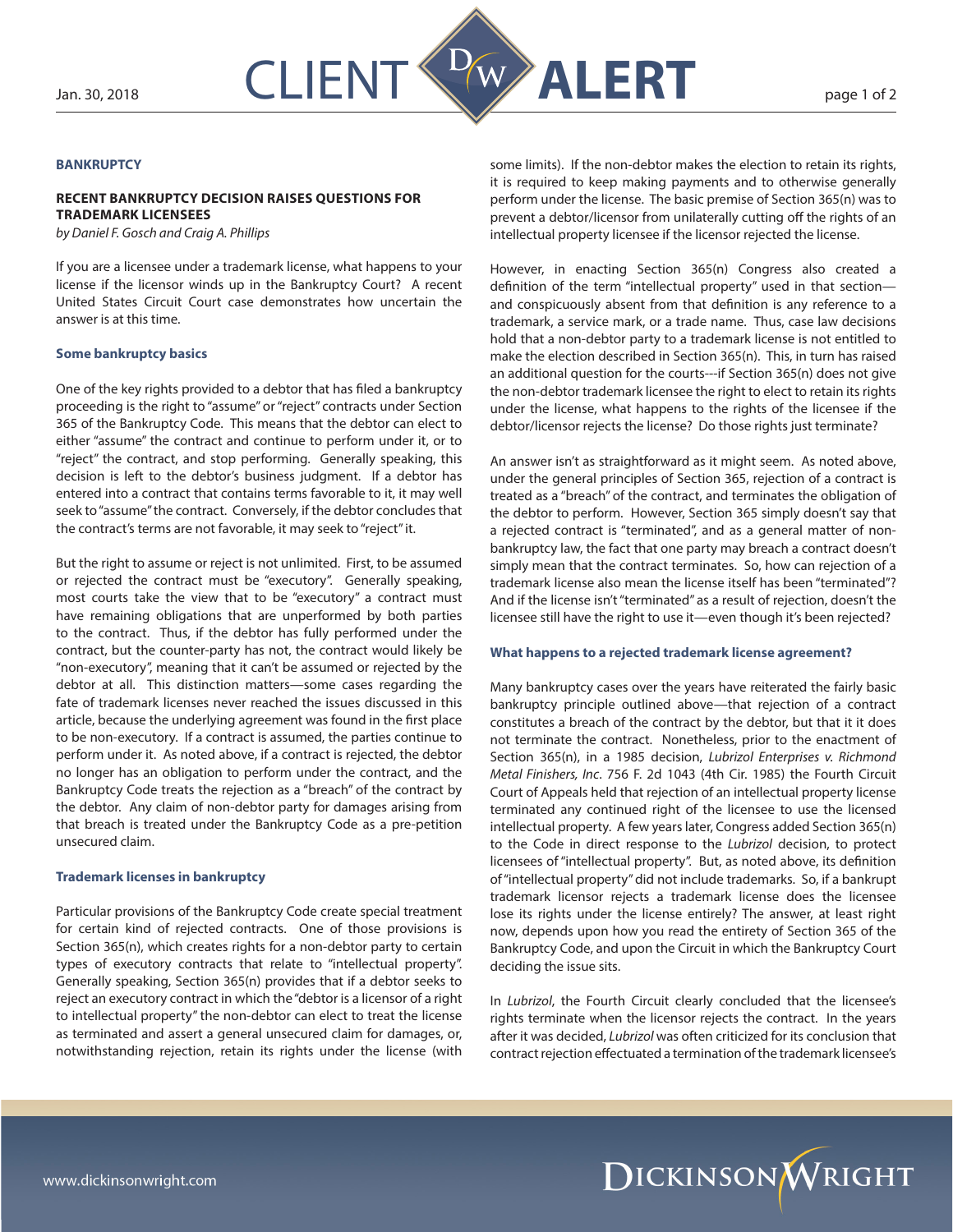Jan. 30, 2018

# CLIENT ALERT

**BANKRUPTCY**

## RECENT BANKRUPTCY DECISION RAISES QUESTIONS FOR TRADEMARK LICENSEES

*by Daniel F. Gosch and Craig A. Phillips*

If you are a licensee under a trademark license, what happens to your license if the licensor winds up in the Bankruptcy Court? A recent United States Circuit Court case demonstrates how uncertain the answer is at this time.

### Some bankruptcy basics

One of the key rights provided to a debtor that has filed a bankruptcy proceeding is the right to "assume" or "reject" contracts under Section 365 of the Bankruptcy Code. This means that the debtor can elect to either "assume" the contract and continue to perform under it, or to "reject" the contract, and stop performing. Generally speaking, this decision is left to the debtor's business judgment. If a debtor has entered into a contract that contains terms favorable to it, it may well seek to "assume" the contract. Conversely, if the debtor concludes that the contract's terms are not favorable, it may seek to "reject" it.

But the right to assume or reject is not unlimited. First, to be assumed or rejected the contract must be "executory". Generally speaking, most courts take the view that to be "executory" a contract must have remaining obligations that are unperformed by both parties to the contract. Thus, if the debtor has fully performed under the contract, but the counter-party has not, the contract would likely be "non-executory", meaning that it can't be assumed or rejected by the debtor at all. This distinction matters—some cases regarding the fate of trademark licenses never reached the issues discussed in this article, because the underlying agreement was found in the first place to be non-executory. If a contract is assumed, the parties continue to perform under it. As noted above, if a contract is rejected, the debtor no longer has an obligation to perform under the contract, and the Bankruptcy Code treats the rejection as a "breach" of the contract by the debtor. Any claim of non-debtor party for damages arising from that breach is treated under the Bankruptcy Code as a pre-petition unsecured claim.

### Trademark licenses in bankruptcy

Particular provisions of the Bankruptcy Code create special treatment for certain kind of rejected contracts. One of those provisions is Section 365(n), which creates rights for a non-debtor party to certain types of executory contracts that relate to "intellectual property". Generally speaking, Section 365(n) provides that if a debtor seeks to reject an executory contract in which the "debtor is a licensor of a right to intellectual property" the non-debtor can elect to treat the license as terminated and assert a general unsecured claim for damages, or, notwithstanding rejection, retain its rights under the license (with some limits). If the non-debtor makes the election to retain its rights, it is required to keep making payments and to otherwise generally perform under the license. The basic premise of Section 365(n) was to prevent a debtor/licensor from unilaterally cutting off the rights of an intellectual property licensee if the licensor rejected the license.

However, in enacting Section 365(n) Congress also created a definition of the term "intellectual property" used in that section—and conspicuously absent from that definition is any reference to a trademark, a service mark, or a trade name. Thus, case law decisions hold that a non-debtor party to a trademark license is not entitled to make the election described in Section 365(n). This, in turn has raised an additional question for the courts---if Section 365(n) does not give the non-debtor trademark licensee the right to elect to retain its rights under the license, what happens to the rights of the licensee if the debtor/licensor rejects the license? Do those rights just terminate?

An answer isn't as straightforward as it might seem. As noted above, under the general principles of Section 365, rejection of a contract is treated as a "breach" of the contract, and terminates the obligation of the debtor to perform. However, Section 365 simply doesn't say that a rejected contract is "terminated", and as a general matter of non-bankruptcy law, the fact that one party may breach a contract doesn't simply mean that the contract terminates. So, how can rejection of a trademark license also mean the license itself has been "terminated"? And if the license isn't "terminated" as a result of rejection, doesn't the licensee still have the right to use it—even though it's been rejected?

### What happens to a rejected trademark license agreement?

Many bankruptcy cases over the years have reiterated the fairly basic bankruptcy principle outlined above—that rejection of a contract constitutes a breach of the contract by the debtor, but that it it does not terminate the contract. Nonetheless, prior to the enactment of Section 365(n), in a 1985 decision, *Lubrizol Enterprises v. Richmond Metal Finishers, Inc*. 756 F. 2d 1043 (4th Cir. 1985) the Fourth Circuit Court of Appeals held that rejection of an intellectual property license terminated any continued right of the licensee to use the licensed intellectual property. A few years later, Congress added Section 365(n) to the Code in direct response to the *Lubrizol* decision, to protect licensees of "intellectual property". But, as noted above, its definition of "intellectual property" did not include trademarks. So, if a bankrupt trademark licensor rejects a trademark license does the licensee lose its rights under the license entirely? The answer, at least right now, depends upon how you read the entirety of Section 365 of the Bankruptcy Code, and upon the Circuit in which the Bankruptcy Court deciding the issue sits.

In *Lubrizol*, the Fourth Circuit clearly concluded that the licensee's rights terminate when the licensor rejects the contract. In the years after it was decided, *Lubrizol* was often criticized for its conclusion that contract rejection effectuated a termination of the trademark licensee's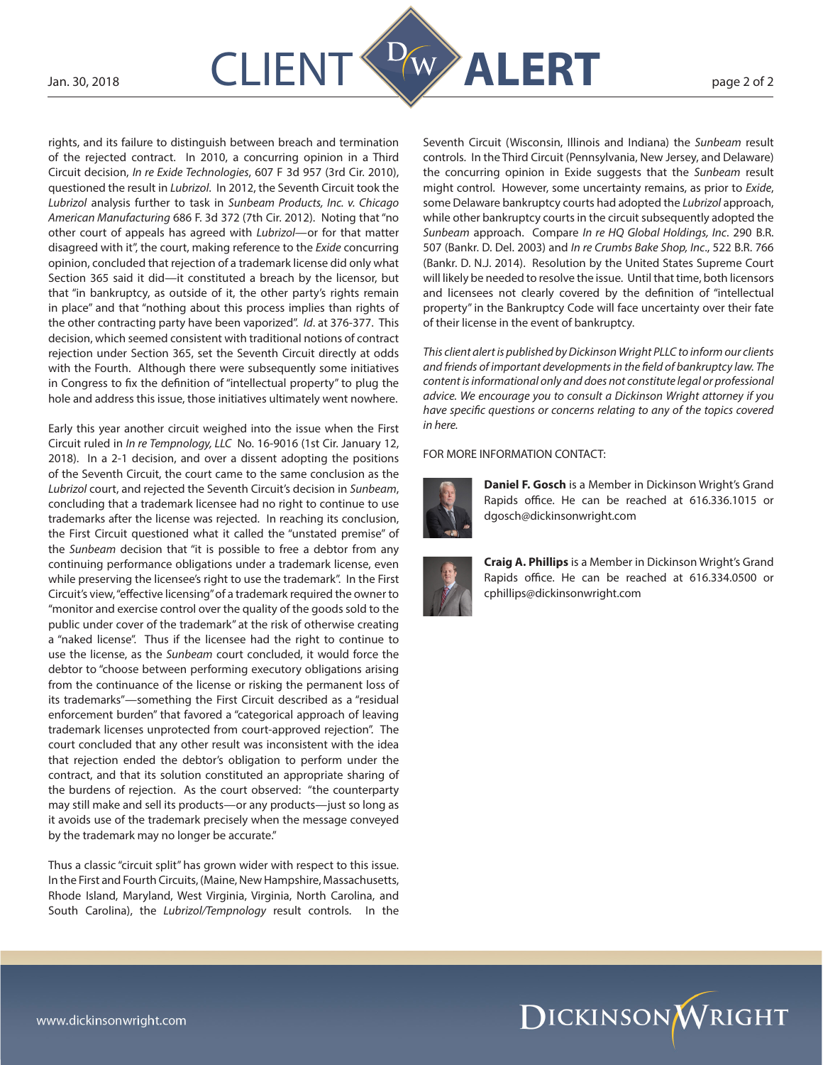rights, and its failure to distinguish between breach and termination of the rejected contract. In 2010, a concurring opinion in a Third Circuit decision, *In re Exide Technologies*, 607 F 3d 957 (3rd Cir. 2010), questioned the result in *Lubrizol*. In 2012, the Seventh Circuit took the *Lubrizol* analysis further to task in *Sunbeam Products, Inc. v. Chicago American Manufacturing* 686 F. 3d 372 (7th Cir. 2012). Noting that "no other court of appeals has agreed with *Lubrizol*—or for that matter disagreed with it", the court, making reference to the *Exide* concurring opinion, concluded that rejection of a trademark license did only what Section 365 said it did—it constituted a breach by the licensor, but that "in bankruptcy, as outside of it, the other party's rights remain in place" and that "nothing about this process implies than rights of the other contracting party have been vaporized". *Id*. at 376-377. This decision, which seemed consistent with traditional notions of contract rejection under Section 365, set the Seventh Circuit directly at odds with the Fourth. Although there were subsequently some initiatives in Congress to fix the definition of "intellectual property" to plug the hole and address this issue, those initiatives ultimately went nowhere.

Early this year another circuit weighed into the issue when the First Circuit ruled in *In re Tempnology, LLC* No. 16-9016 (1st Cir. January 12, 2018). In a 2-1 decision, and over a dissent adopting the positions of the Seventh Circuit, the court came to the same conclusion as the *Lubrizol* court, and rejected the Seventh Circuit's decision in *Sunbeam*, concluding that a trademark licensee had no right to continue to use trademarks after the license was rejected. In reaching its conclusion, the First Circuit questioned what it called the "unstated premise" of the *Sunbeam* decision that "it is possible to free a debtor from any continuing performance obligations under a trademark license, even while preserving the licensee's right to use the trademark". In the First Circuit's view, "effective licensing" of a trademark required the owner to "monitor and exercise control over the quality of the goods sold to the public under cover of the trademark" at the risk of otherwise creating a "naked license". Thus if the licensee had the right to continue to use the license, as the *Sunbeam* court concluded, it would force the debtor to "choose between performing executory obligations arising from the continuance of the license or risking the permanent loss of its trademarks"—something the First Circuit described as a "residual enforcement burden" that favored a "categorical approach of leaving trademark licenses unprotected from court-approved rejection". The court concluded that any other result was inconsistent with the idea that rejection ended the debtor's obligation to perform under the contract, and that its solution constituted an appropriate sharing of the burdens of rejection. As the court observed: "the counterparty may still make and sell its products—or any products—just so long as it avoids use of the trademark precisely when the message conveyed by the trademark may no longer be accurate."

Thus a classic "circuit split" has grown wider with respect to this issue. In the First and Fourth Circuits, (Maine, New Hampshire, Massachusetts, Rhode Island, Maryland, West Virginia, Virginia, North Carolina, and South Carolina), the *Lubrizol/Tempnology* result controls. In the Seventh Circuit (Wisconsin, Illinois and Indiana) the *Sunbeam* result controls. In the Third Circuit (Pennsylvania, New Jersey, and Delaware) the concurring opinion in Exide suggests that the *Sunbeam* result might control. However, some uncertainty remains, as prior to *Exide*, some Delaware bankruptcy courts had adopted the *Lubrizol* approach, while other bankruptcy courts in the circuit subsequently adopted the *Sunbeam* approach. Compare *In re HQ Global Holdings, Inc*. 290 B.R. 507 (Bankr. D. Del. 2003) and *In re Crumbs Bake Shop, Inc*., 522 B.R. 766 (Bankr. D. N.J. 2014). Resolution by the United States Supreme Court will likely be needed to resolve the issue. Until that time, both licensors and licensees not clearly covered by the definition of "intellectual property" in the Bankruptcy Code will face uncertainty over their fate of their license in the event of bankruptcy.

*This client alert is published by Dickinson Wright PLLC to inform our clients and friends of important developments in the field of bankruptcy law. The content is informational only and does not constitute legal or professional advice. We encourage you to consult a Dickinson Wright attorney if you have specific questions or concerns relating to any of the topics covered in here.*

FOR MORE INFORMATION CONTACT:

**Daniel F. Gosch** is a Member in Dickinson Wright's Grand Rapids office. He can be reached at 616.336.1015 or dgosch@dickinsonwright.com

**Craig A. Phillips** is a Member in Dickinson Wright's Grand Rapids office. He can be reached at 616.334.0500 or cphillips@dickinsonwright.com